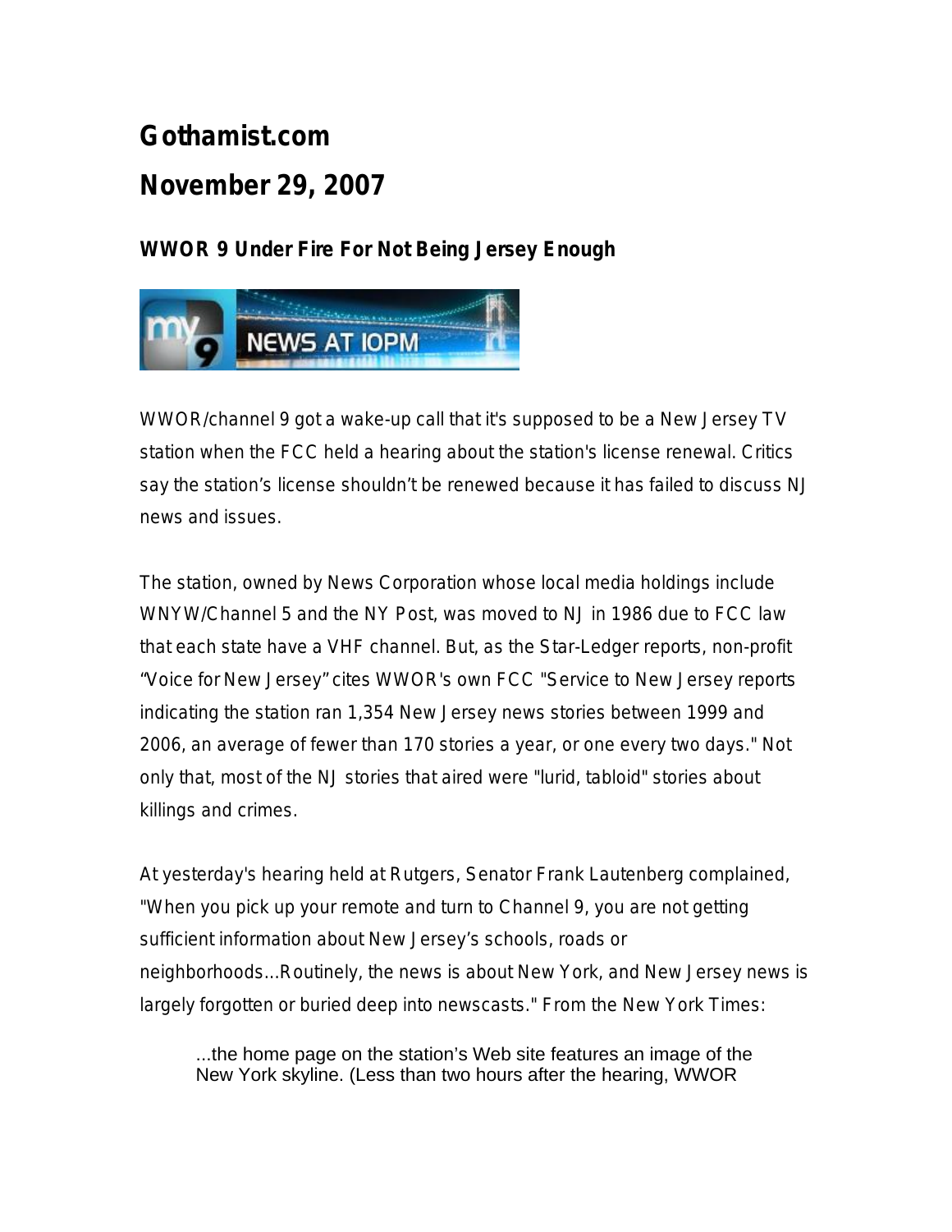# Gothamist.com

# November 29, 2007

### WWOR 9 Under Fire For Not Being Jersey Enough

WWOR/channel 9 got a wake-up call that it's supposed to be a New Jersey TV station when the FCC held a hearing about the station's license renewal. Critics say the station's license shouldn't be renewed because it has failed to discuss NJ news and issues.

The station, owned by News Corporation whose local media holdings include WNYW/Channel 5 and the NY Post, was moved to NJ in 1986 due to FCC law that each state have a VHF channel. But, as the Star-Ledger reports, non-profit "Voice for New Jersey" cites WWOR's own FCC "Service to New Jersey reports indicating the station ran 1,354 New Jersey news stories between 1999 and 2006, an average of fewer than 170 stories a year, or one every two days." Not only that, most of the NJ stories that aired were "lurid, tabloid" stories about killings and crimes.

At yesterday's hearing held at Rutgers, Senator Frank Lautenberg complained, "When you pick up your remote and turn to Channel 9, you are not getting sufficient information about New Jersey's schools, roads or neighborhoods...Routinely, the news is about New York, and New Jersey news is largely forgotten or buried deep into newscasts." From the New York Times:

> ...the home page on the station's Web site features an image of the New York skyline. (Less than two hours after the hearing, WWOR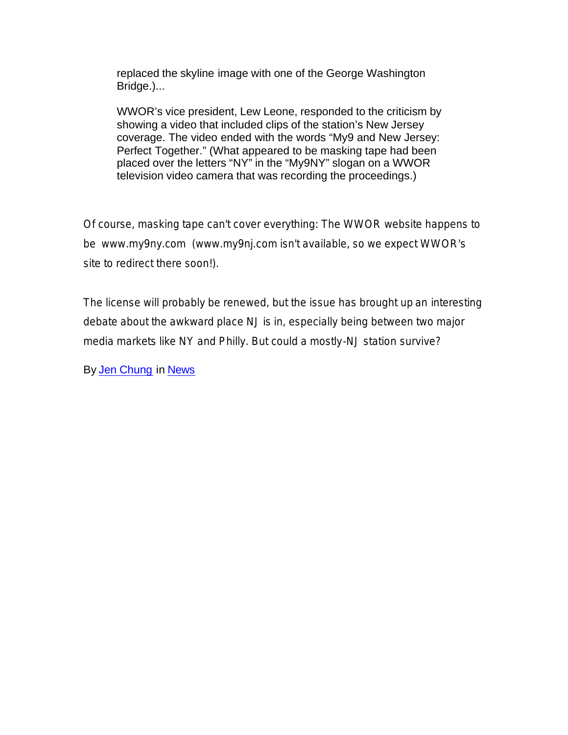> replaced the skyline image with one of the George Washington Bridge.)...
>
> WWOR's vice president, Lew Leone, responded to the criticism by showing a video that included clips of the station's New Jersey coverage. The video ended with the words "My9 and New Jersey: Perfect Together." (What appeared to be masking tape had been placed over the letters "NY" in the "My9NY" slogan on a WWOR television video camera that was recording the proceedings.)

Of course, masking tape can't cover everything: The WWOR website happens to be www.my9ny.com (www.my9nj.com isn't available, so we expect WWOR's site to redirect there soon!).

The license will probably be renewed, but the issue has brought up an interesting debate about the awkward place NJ is in, especially being between two major media markets like NY and Philly. But could a mostly-NJ station survive?

By [Jen Chung] in [News]